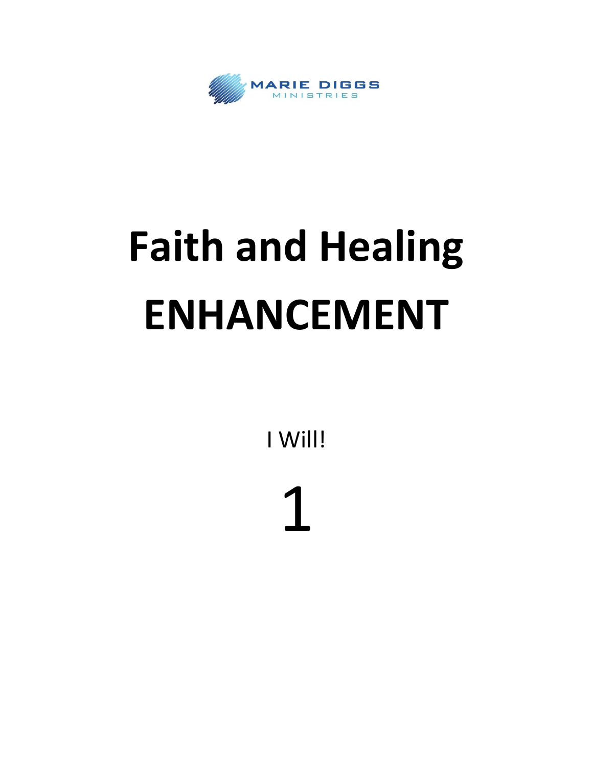MARIE DIGGS
MINISTRIES

# Faith and Healing

# ENHANCEMENT

I Will!

1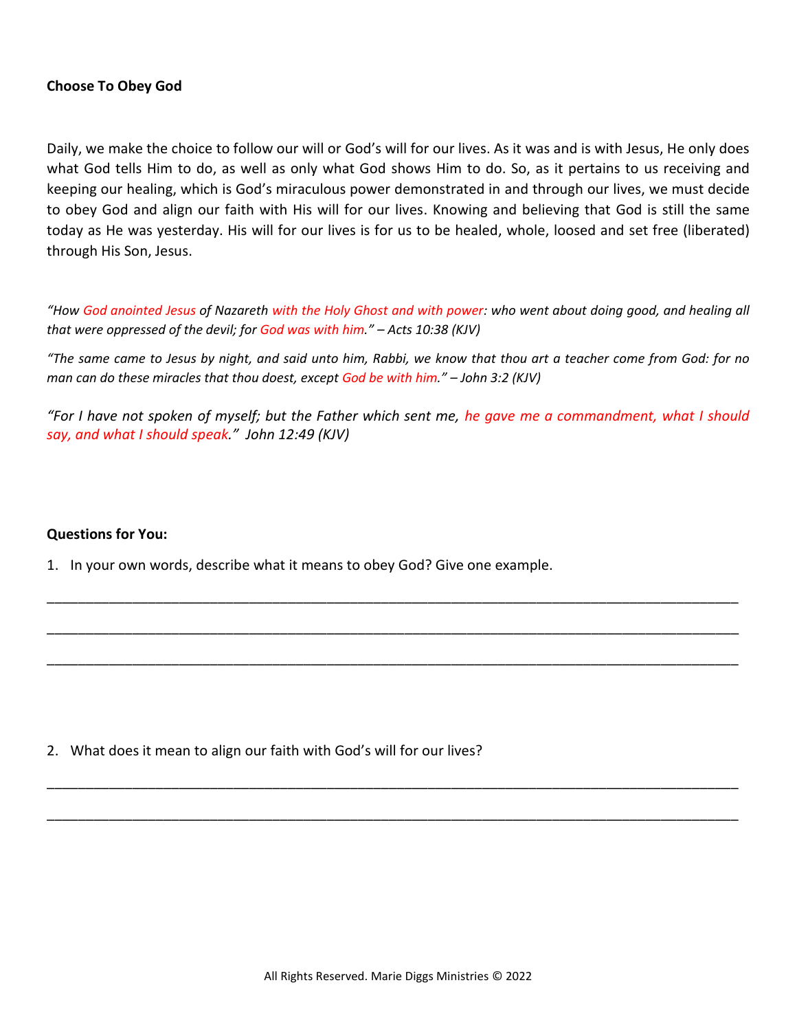**Choose To Obey God**

Daily, we make the choice to follow our will or God's will for our lives. As it was and is with Jesus, He only does what God tells Him to do, as well as only what God shows Him to do. So, as it pertains to us receiving and keeping our healing, which is God's miraculous power demonstrated in and through our lives, we must decide to obey God and align our faith with His will for our lives. Knowing and believing that God is still the same today as He was yesterday. His will for our lives is for us to be healed, whole, loosed and set free (liberated) through His Son, Jesus.

*"How God anointed Jesus of Nazareth with the Holy Ghost and with power: who went about doing good, and healing all that were oppressed of the devil; for God was with him." – Acts 10:38 (KJV)*

*"The same came to Jesus by night, and said unto him, Rabbi, we know that thou art a teacher come from God: for no man can do these miracles that thou doest, except God be with him." – John 3:2 (KJV)*

*"For I have not spoken of myself; but the Father which sent me, he gave me a commandment, what I should say, and what I should speak." John 12:49 (KJV)*

**Questions for You:**

1. In your own words, describe what it means to obey God? Give one example.

______________________________________________________________________________

______________________________________________________________________________

______________________________________________________________________________

2. What does it mean to align our faith with God's will for our lives?

______________________________________________________________________________

______________________________________________________________________________

All Rights Reserved. Marie Diggs Ministries © 2022